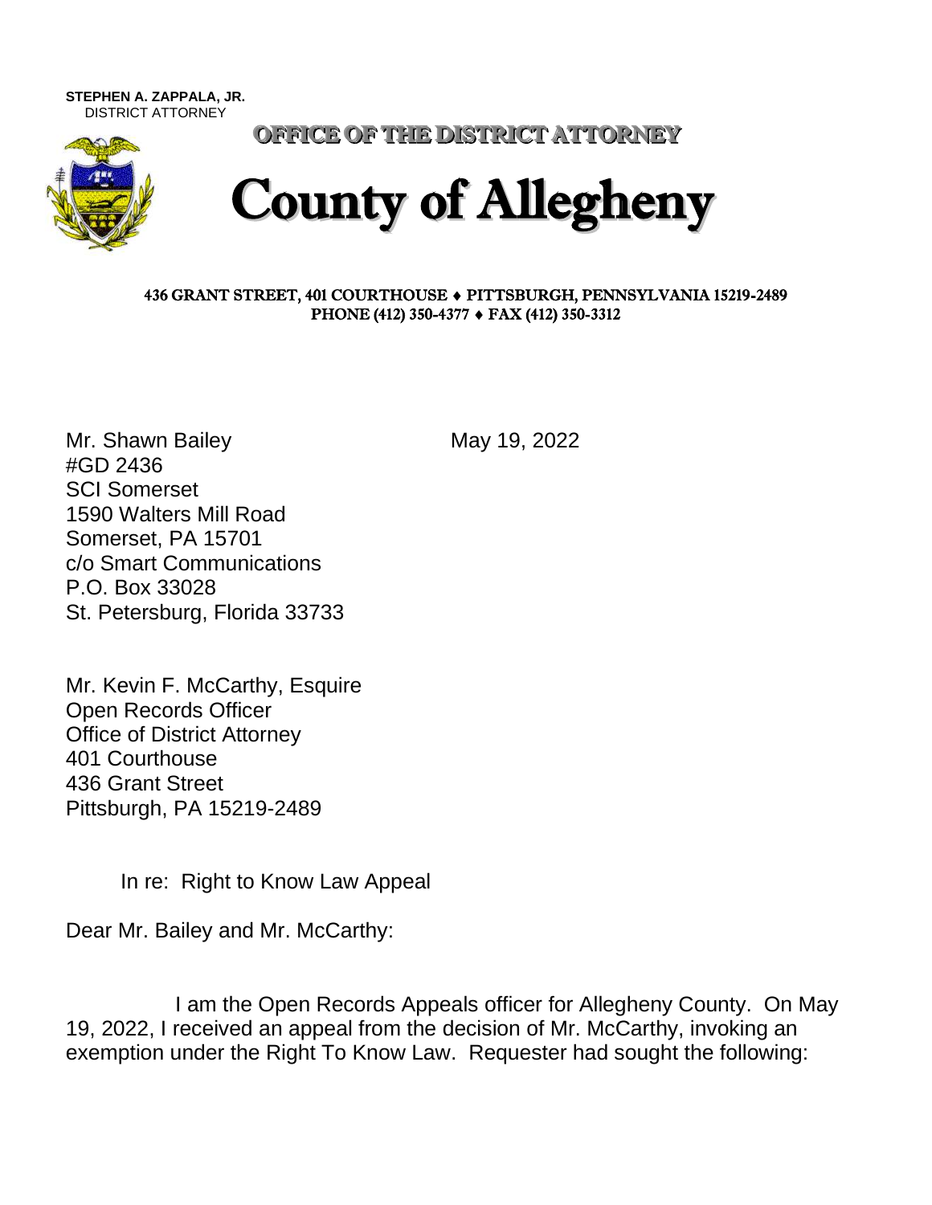**STEPHEN A. ZAPPALA, JR.**
DISTRICT ATTORNEY

**OFFICE OF THE DISTRICT ATTORNEY**

# County of Allegheny

**436 GRANT STREET, 401 COURTHOUSE ♦ PITTSBURGH, PENNSYLVANIA 15219-2489**
**PHONE (412) 350-4377 ♦ FAX (412) 350-3312**

May 19, 2022

Mr. Shawn Bailey
#GD 2436
SCI Somerset
1590 Walters Mill Road
Somerset, PA 15701
c/o Smart Communications
P.O. Box 33028
St. Petersburg, Florida 33733

Mr. Kevin F. McCarthy, Esquire
Open Records Officer
Office of District Attorney
401 Courthouse
436 Grant Street
Pittsburgh, PA 15219-2489

In re: Right to Know Law Appeal

Dear Mr. Bailey and Mr. McCarthy:

I am the Open Records Appeals officer for Allegheny County. On May 19, 2022, I received an appeal from the decision of Mr. McCarthy, invoking an exemption under the Right To Know Law. Requester had sought the following: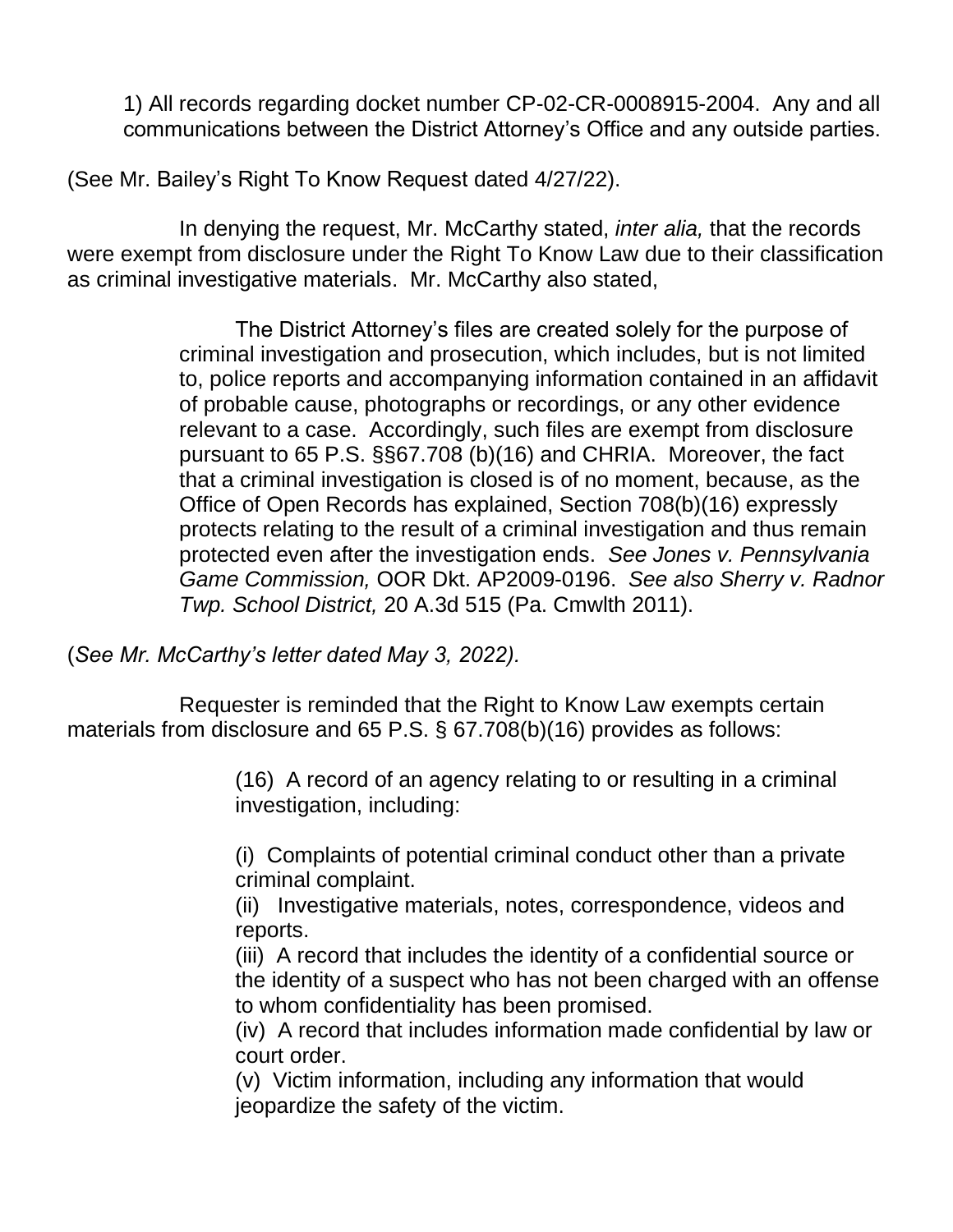1) All records regarding docket number CP-02-CR-0008915-2004. Any and all communications between the District Attorney's Office and any outside parties.

(See Mr. Bailey's Right To Know Request dated 4/27/22).

In denying the request, Mr. McCarthy stated, *inter alia,* that the records were exempt from disclosure under the Right To Know Law due to their classification as criminal investigative materials. Mr. McCarthy also stated,

> The District Attorney's files are created solely for the purpose of criminal investigation and prosecution, which includes, but is not limited to, police reports and accompanying information contained in an affidavit of probable cause, photographs or recordings, or any other evidence relevant to a case. Accordingly, such files are exempt from disclosure pursuant to 65 P.S. §§67.708 (b)(16) and CHRIA. Moreover, the fact that a criminal investigation is closed is of no moment, because, as the Office of Open Records has explained, Section 708(b)(16) expressly protects relating to the result of a criminal investigation and thus remain protected even after the investigation ends. *See Jones v. Pennsylvania Game Commission,* OOR Dkt. AP2009-0196. *See also Sherry v. Radnor Twp. School District,* 20 A.3d 515 (Pa. Cmwlth 2011).

(*See Mr. McCarthy's letter dated May 3, 2022).*

Requester is reminded that the Right to Know Law exempts certain materials from disclosure and 65 P.S. § 67.708(b)(16) provides as follows:

> (16) A record of an agency relating to or resulting in a criminal investigation, including:
>
> (i) Complaints of potential criminal conduct other than a private criminal complaint.
> (ii) Investigative materials, notes, correspondence, videos and reports.
> (iii) A record that includes the identity of a confidential source or the identity of a suspect who has not been charged with an offense to whom confidentiality has been promised.
> (iv) A record that includes information made confidential by law or court order.
> (v) Victim information, including any information that would jeopardize the safety of the victim.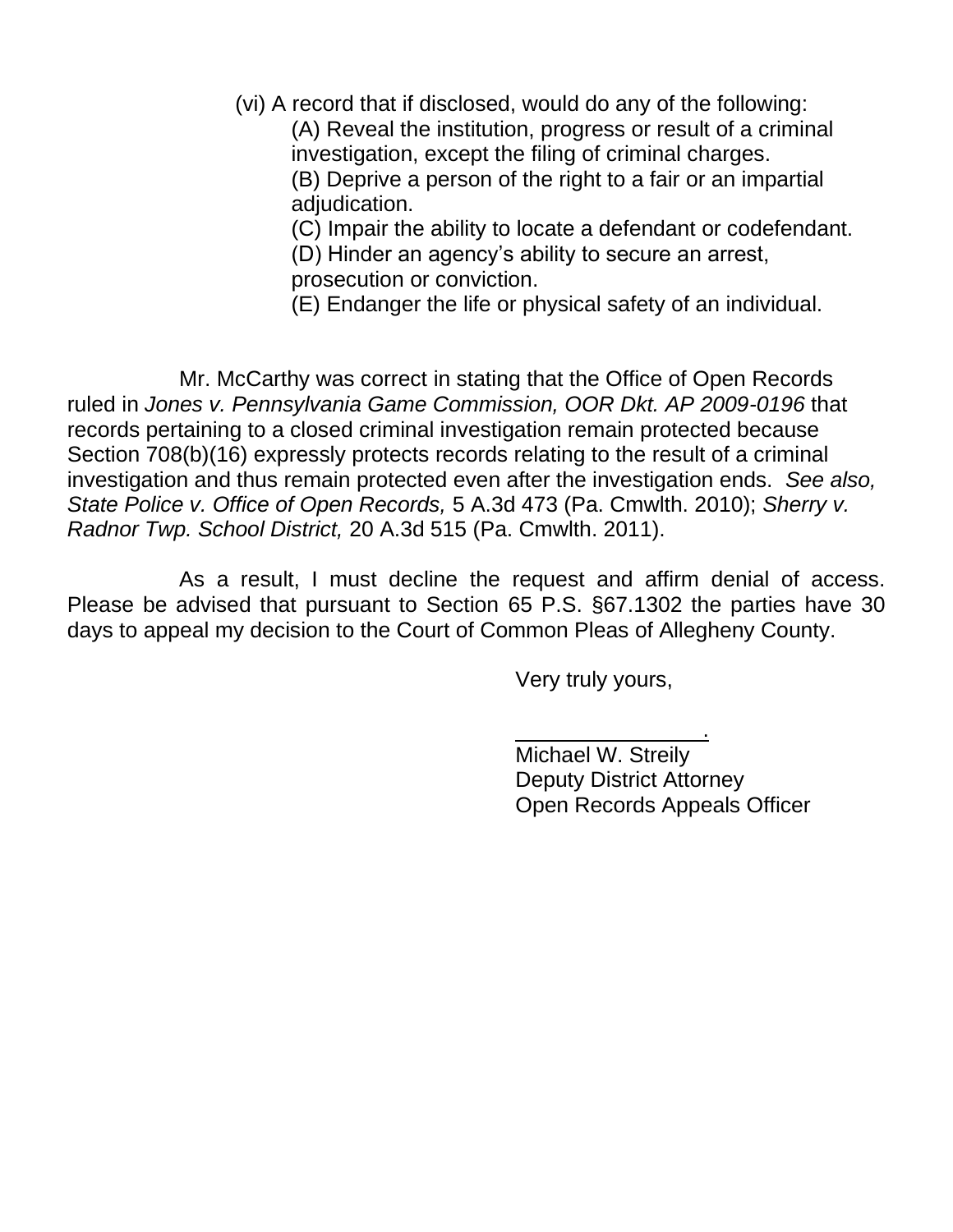(vi) A record that if disclosed, would do any of the following:

(A) Reveal the institution, progress or result of a criminal investigation, except the filing of criminal charges.

(B) Deprive a person of the right to a fair or an impartial adjudication.

(C) Impair the ability to locate a defendant or codefendant.

(D) Hinder an agency's ability to secure an arrest, prosecution or conviction.

(E) Endanger the life or physical safety of an individual.

Mr. McCarthy was correct in stating that the Office of Open Records ruled in *Jones v. Pennsylvania Game Commission, OOR Dkt. AP 2009-0196* that records pertaining to a closed criminal investigation remain protected because Section 708(b)(16) expressly protects records relating to the result of a criminal investigation and thus remain protected even after the investigation ends. *See also, State Police v. Office of Open Records,* 5 A.3d 473 (Pa. Cmwlth. 2010); *Sherry v. Radnor Twp. School District,* 20 A.3d 515 (Pa. Cmwlth. 2011).

As a result, I must decline the request and affirm denial of access. Please be advised that pursuant to Section 65 P.S. §67.1302 the parties have 30 days to appeal my decision to the Court of Common Pleas of Allegheny County.

Very truly yours,

\_\_\_\_\_\_\_\_\_\_\_\_\_\_\_\_.

Michael W. Streily
Deputy District Attorney
Open Records Appeals Officer